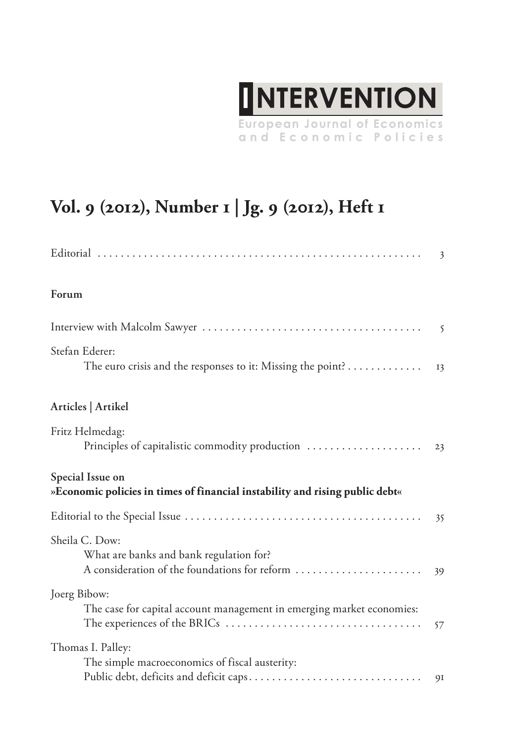# INTERVENTION

European Journal of Economics and Economic Policies

## Vol. 9 (2012), Number 1 | Jg. 9 (2012), Heft 1

Editorial ........................................................ 3

### Forum

Interview with Malcolm Sawyer ........................................ 5

Stefan Ederer:
The euro crisis and the responses to it: Missing the point? ............. 13

### Articles | Artikel

Fritz Helmedag:
Principles of capitalistic commodity production .................... 23

### Special Issue on »Economic policies in times of financial instability and rising public debt«

Editorial to the Special Issue ......................................... 35

Sheila C. Dow:
What are banks and bank regulation for?
A consideration of the foundations for reform ...................... 39

Joerg Bibow:
The case for capital account management in emerging market economies:
The experiences of the BRICs .................................. 57

Thomas I. Palley:
The simple macroeconomics of fiscal austerity:
Public debt, deficits and deficit caps.............................. 91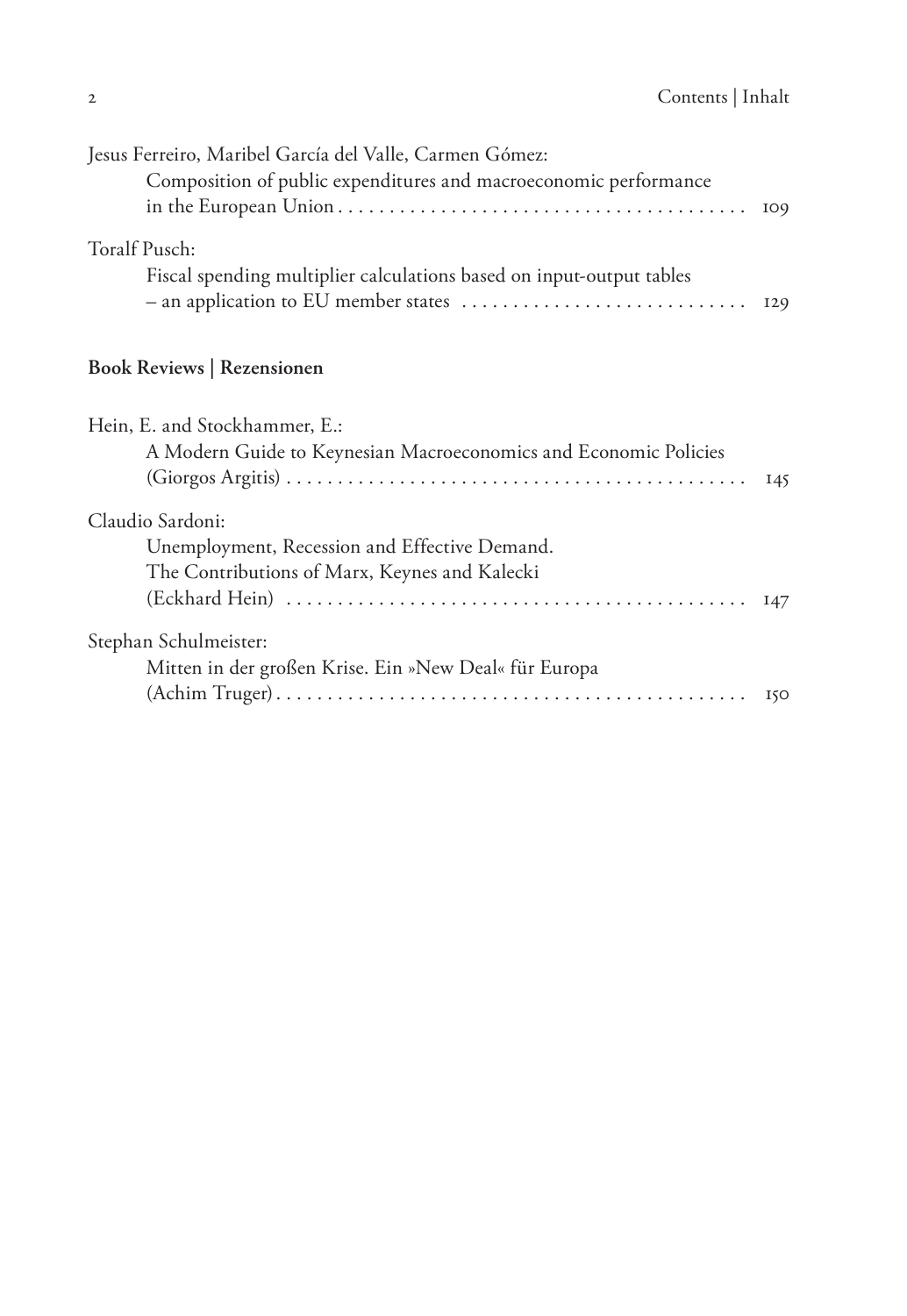Jesus Ferreiro, Maribel García del Valle, Carmen Gómez:
Composition of public expenditures and macroeconomic performance in the European Union . . . . . . . . . . . . . . . . . . . . . . . . . . . . . . . . . . . . . . . . 109

Toralf Pusch:
Fiscal spending multiplier calculations based on input-output tables – an application to EU member states . . . . . . . . . . . . . . . . . . . . . . . . . . . . 129

## Book Reviews | Rezensionen

Hein, E. and Stockhammer, E.:
A Modern Guide to Keynesian Macroeconomics and Economic Policies (Giorgos Argitis) . . . . . . . . . . . . . . . . . . . . . . . . . . . . . . . . . . . . . . . . . . . . . 145

Claudio Sardoni:
Unemployment, Recession and Effective Demand.
The Contributions of Marx, Keynes and Kalecki
(Eckhard Hein) . . . . . . . . . . . . . . . . . . . . . . . . . . . . . . . . . . . . . . . . . . . . . 147

Stephan Schulmeister:
Mitten in der großen Krise. Ein »New Deal« für Europa
(Achim Truger) . . . . . . . . . . . . . . . . . . . . . . . . . . . . . . . . . . . . . . . . . . . . . 150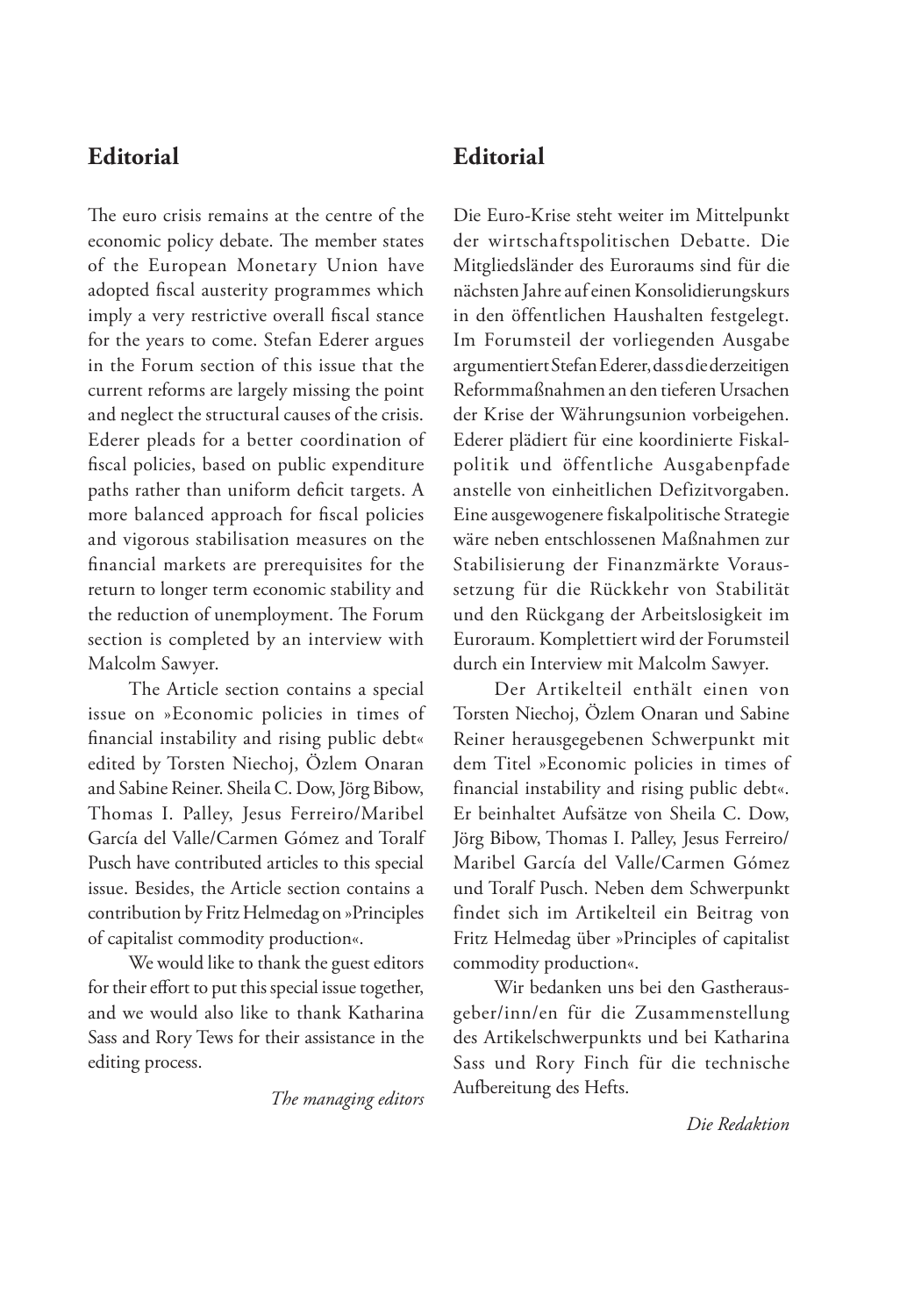## Editorial

The euro crisis remains at the centre of the economic policy debate. The member states of the European Monetary Union have adopted fiscal austerity programmes which imply a very restrictive overall fiscal stance for the years to come. Stefan Ederer argues in the Forum section of this issue that the current reforms are largely missing the point and neglect the structural causes of the crisis. Ederer pleads for a better coordination of fiscal policies, based on public expenditure paths rather than uniform deficit targets. A more balanced approach for fiscal policies and vigorous stabilisation measures on the financial markets are prerequisites for the return to longer term economic stability and the reduction of unemployment. The Forum section is completed by an interview with Malcolm Sawyer.

The Article section contains a special issue on »Economic policies in times of financial instability and rising public debt« edited by Torsten Niechoj, Özlem Onaran and Sabine Reiner. Sheila C. Dow, Jörg Bibow, Thomas I. Palley, Jesus Ferreiro/Maribel García del Valle/Carmen Gómez and Toralf Pusch have contributed articles to this special issue. Besides, the Article section contains a contribution by Fritz Helmedag on »Principles of capitalist commodity production«.

We would like to thank the guest editors for their effort to put this special issue together, and we would also like to thank Katharina Sass and Rory Tews for their assistance in the editing process.

*The managing editors*

## Editorial

Die Euro-Krise steht weiter im Mittelpunkt der wirtschaftspolitischen Debatte. Die Mitgliedsländer des Euroraums sind für die nächsten Jahre auf einen Konsolidierungskurs in den öffentlichen Haushalten festgelegt. Im Forumsteil der vorliegenden Ausgabe argumentiert Stefan Ederer, dass die derzeitigen Reformmaßnahmen an den tieferen Ursachen der Krise der Währungsunion vorbeigehen. Ederer plädiert für eine koordinierte Fiskalpolitik und öffentliche Ausgabenpfade anstelle von einheitlichen Defizitvorgaben. Eine ausgewogenere fiskalpolitische Strategie wäre neben entschlossenen Maßnahmen zur Stabilisierung der Finanzmärkte Voraussetzung für die Rückkehr von Stabilität und den Rückgang der Arbeitslosigkeit im Euroraum. Komplettiert wird der Forumsteil durch ein Interview mit Malcolm Sawyer.

Der Artikelteil enthält einen von Torsten Niechoj, Özlem Onaran und Sabine Reiner herausgegebenen Schwerpunkt mit dem Titel »Economic policies in times of financial instability and rising public debt«. Er beinhaltet Aufsätze von Sheila C. Dow, Jörg Bibow, Thomas I. Palley, Jesus Ferreiro/Maribel García del Valle/Carmen Gómez und Toralf Pusch. Neben dem Schwerpunkt findet sich im Artikelteil ein Beitrag von Fritz Helmedag über »Principles of capitalist commodity production«.

Wir bedanken uns bei den Gastherausgeber/inn/en für die Zusammenstellung des Artikelschwerpunkts und bei Katharina Sass und Rory Finch für die technische Aufbereitung des Hefts.

*Die Redaktion*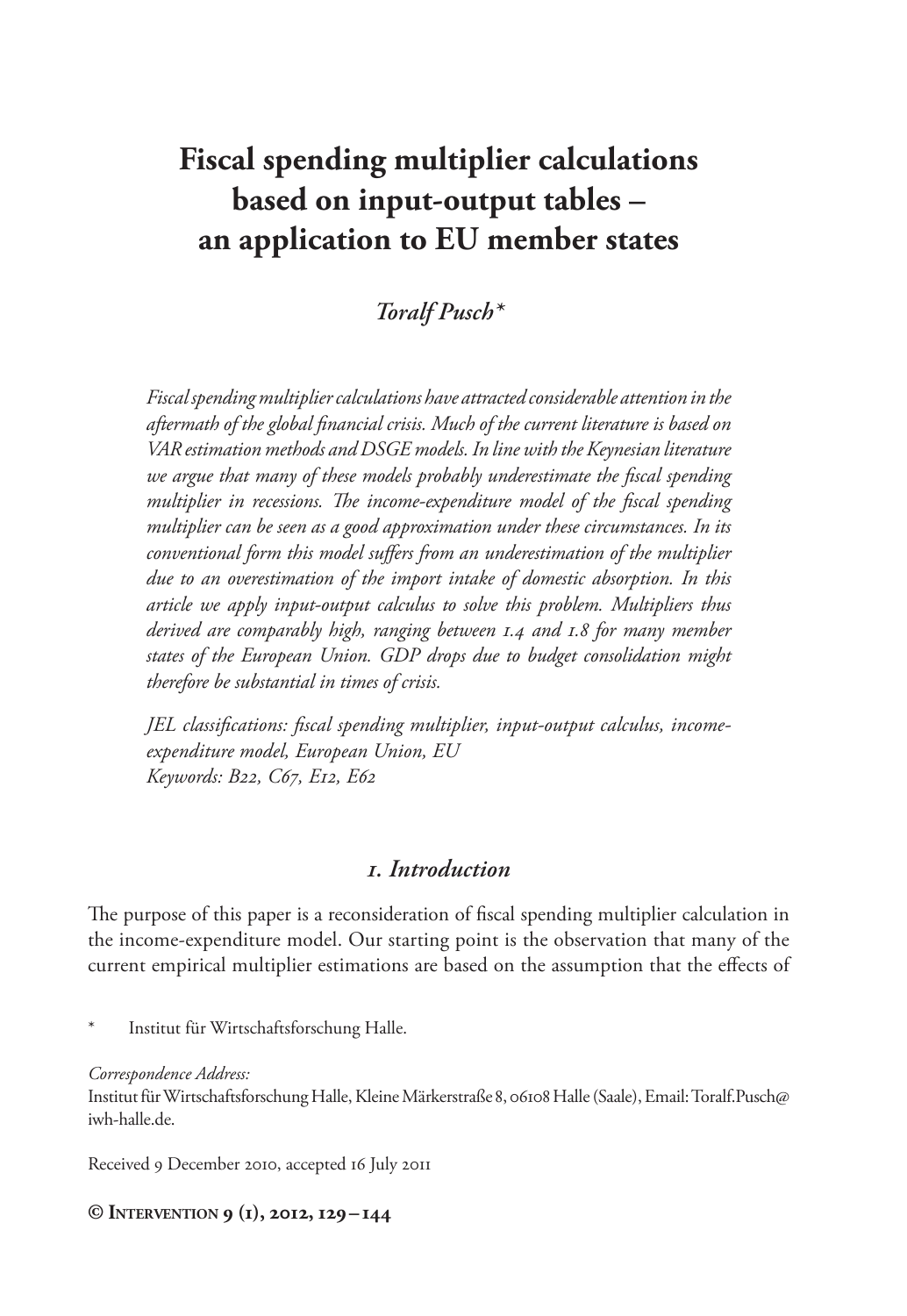# Fiscal spending multiplier calculations based on input-output tables – an application to EU member states

*Toralf Pusch**

*Fiscal spending multiplier calculations have attracted considerable attention in the aftermath of the global financial crisis. Much of the current literature is based on VAR estimation methods and DSGE models. In line with the Keynesian literature we argue that many of these models probably underestimate the fiscal spending multiplier in recessions. The income-expenditure model of the fiscal spending multiplier can be seen as a good approximation under these circumstances. In its conventional form this model suffers from an underestimation of the multiplier due to an overestimation of the import intake of domestic absorption. In this article we apply input-output calculus to solve this problem. Multipliers thus derived are comparably high, ranging between 1.4 and 1.8 for many member states of the European Union. GDP drops due to budget consolidation might therefore be substantial in times of crisis.*

*JEL classifications: fiscal spending multiplier, input-output calculus, income-expenditure model, European Union, EU*
*Keywords: B22, C67, E12, E62*

## 1. Introduction

The purpose of this paper is a reconsideration of fiscal spending multiplier calculation in the income-expenditure model. Our starting point is the observation that many of the current empirical multiplier estimations are based on the assumption that the effects of

\* Institut für Wirtschaftsforschung Halle.

*Correspondence Address:*
Institut für Wirtschaftsforschung Halle, Kleine Märkerstraße 8, 06108 Halle (Saale), Email: Toralf.Pusch@iwh-halle.de.

Received 9 December 2010, accepted 16 July 2011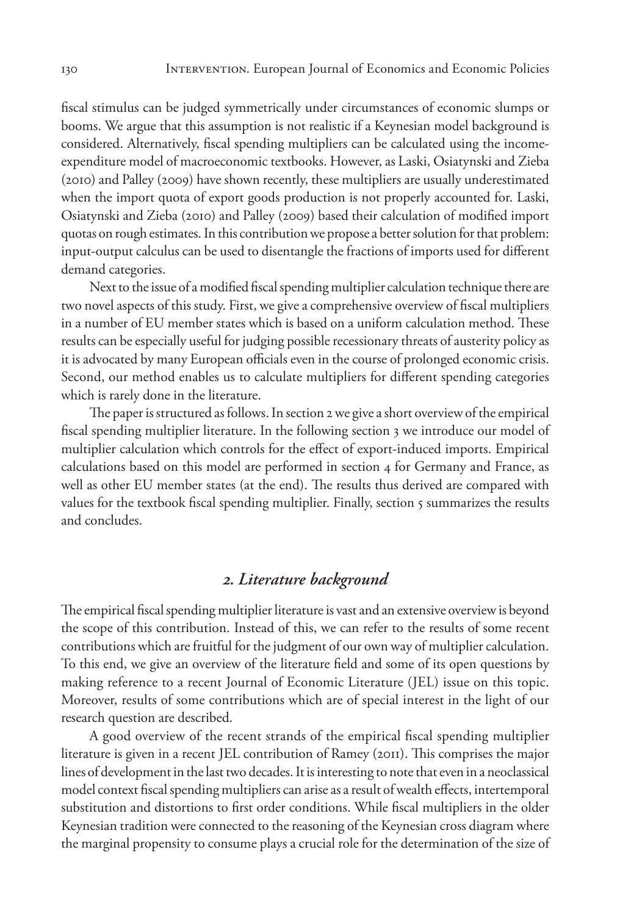fiscal stimulus can be judged symmetrically under circumstances of economic slumps or booms. We argue that this assumption is not realistic if a Keynesian model background is considered. Alternatively, fiscal spending multipliers can be calculated using the income-expenditure model of macroeconomic textbooks. However, as Laski, Osiatynski and Zieba (2010) and Palley (2009) have shown recently, these multipliers are usually underestimated when the import quota of export goods production is not properly accounted for. Laski, Osiatynski and Zieba (2010) and Palley (2009) based their calculation of modified import quotas on rough estimates. In this contribution we propose a better solution for that problem: input-output calculus can be used to disentangle the fractions of imports used for different demand categories.

Next to the issue of a modified fiscal spending multiplier calculation technique there are two novel aspects of this study. First, we give a comprehensive overview of fiscal multipliers in a number of EU member states which is based on a uniform calculation method. These results can be especially useful for judging possible recessionary threats of austerity policy as it is advocated by many European officials even in the course of prolonged economic crisis. Second, our method enables us to calculate multipliers for different spending categories which is rarely done in the literature.

The paper is structured as follows. In section 2 we give a short overview of the empirical fiscal spending multiplier literature. In the following section 3 we introduce our model of multiplier calculation which controls for the effect of export-induced imports. Empirical calculations based on this model are performed in section 4 for Germany and France, as well as other EU member states (at the end). The results thus derived are compared with values for the textbook fiscal spending multiplier. Finally, section 5 summarizes the results and concludes.

## *2. Literature background*

The empirical fiscal spending multiplier literature is vast and an extensive overview is beyond the scope of this contribution. Instead of this, we can refer to the results of some recent contributions which are fruitful for the judgment of our own way of multiplier calculation. To this end, we give an overview of the literature field and some of its open questions by making reference to a recent Journal of Economic Literature (JEL) issue on this topic. Moreover, results of some contributions which are of special interest in the light of our research question are described.

A good overview of the recent strands of the empirical fiscal spending multiplier literature is given in a recent JEL contribution of Ramey (2011). This comprises the major lines of development in the last two decades. It is interesting to note that even in a neoclassical model context fiscal spending multipliers can arise as a result of wealth effects, intertemporal substitution and distortions to first order conditions. While fiscal multipliers in the older Keynesian tradition were connected to the reasoning of the Keynesian cross diagram where the marginal propensity to consume plays a crucial role for the determination of the size of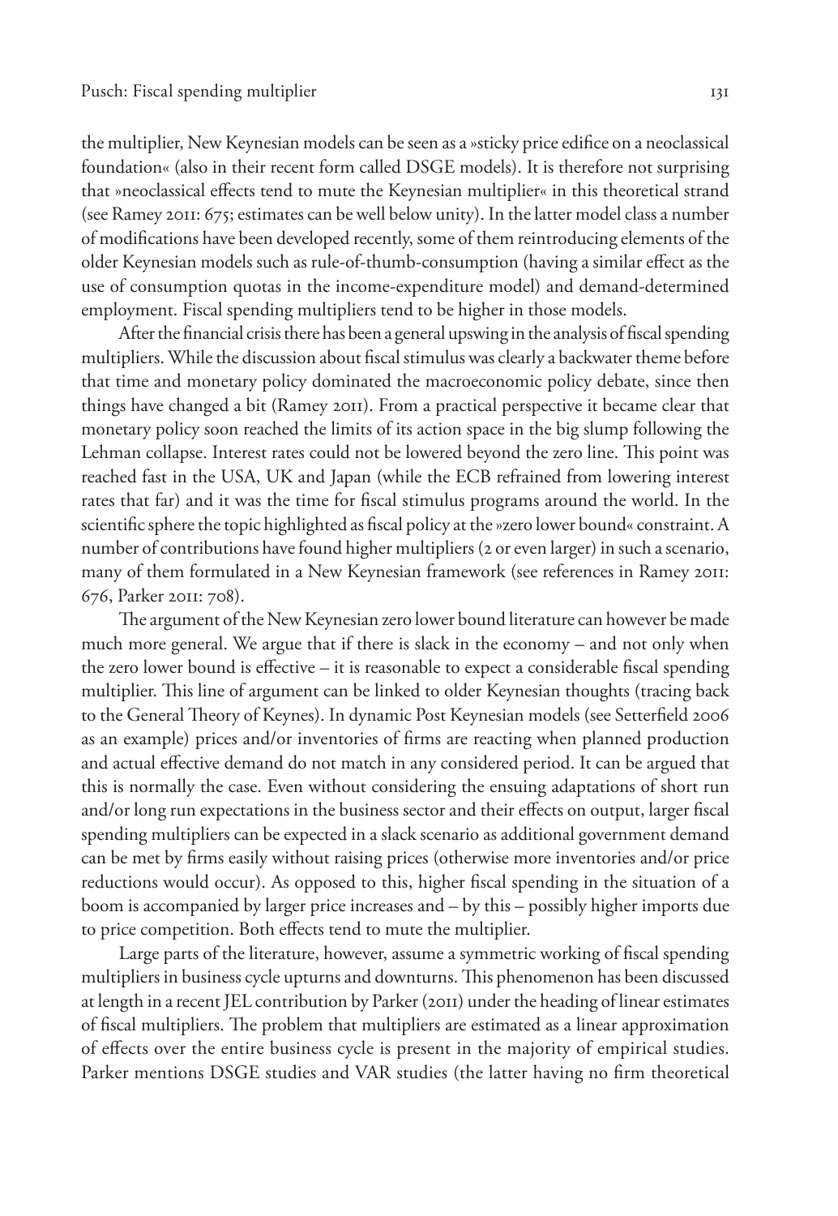the multiplier, New Keynesian models can be seen as a »sticky price edifice on a neoclassical foundation« (also in their recent form called DSGE models). It is therefore not surprising that »neoclassical effects tend to mute the Keynesian multiplier« in this theoretical strand (see Ramey 2011: 675; estimates can be well below unity). In the latter model class a number of modifications have been developed recently, some of them reintroducing elements of the older Keynesian models such as rule-of-thumb-consumption (having a similar effect as the use of consumption quotas in the income-expenditure model) and demand-determined employment. Fiscal spending multipliers tend to be higher in those models.

After the financial crisis there has been a general upswing in the analysis of fiscal spending multipliers. While the discussion about fiscal stimulus was clearly a backwater theme before that time and monetary policy dominated the macroeconomic policy debate, since then things have changed a bit (Ramey 2011). From a practical perspective it became clear that monetary policy soon reached the limits of its action space in the big slump following the Lehman collapse. Interest rates could not be lowered beyond the zero line. This point was reached fast in the USA, UK and Japan (while the ECB refrained from lowering interest rates that far) and it was the time for fiscal stimulus programs around the world. In the scientific sphere the topic highlighted as fiscal policy at the »zero lower bound« constraint. A number of contributions have found higher multipliers (2 or even larger) in such a scenario, many of them formulated in a New Keynesian framework (see references in Ramey 2011: 676, Parker 2011: 708).

The argument of the New Keynesian zero lower bound literature can however be made much more general. We argue that if there is slack in the economy – and not only when the zero lower bound is effective – it is reasonable to expect a considerable fiscal spending multiplier. This line of argument can be linked to older Keynesian thoughts (tracing back to the General Theory of Keynes). In dynamic Post Keynesian models (see Setterfield 2006 as an example) prices and/or inventories of firms are reacting when planned production and actual effective demand do not match in any considered period. It can be argued that this is normally the case. Even without considering the ensuing adaptations of short run and/or long run expectations in the business sector and their effects on output, larger fiscal spending multipliers can be expected in a slack scenario as additional government demand can be met by firms easily without raising prices (otherwise more inventories and/or price reductions would occur). As opposed to this, higher fiscal spending in the situation of a boom is accompanied by larger price increases and – by this – possibly higher imports due to price competition. Both effects tend to mute the multiplier.

Large parts of the literature, however, assume a symmetric working of fiscal spending multipliers in business cycle upturns and downturns. This phenomenon has been discussed at length in a recent JEL contribution by Parker (2011) under the heading of linear estimates of fiscal multipliers. The problem that multipliers are estimated as a linear approximation of effects over the entire business cycle is present in the majority of empirical studies. Parker mentions DSGE studies and VAR studies (the latter having no firm theoretical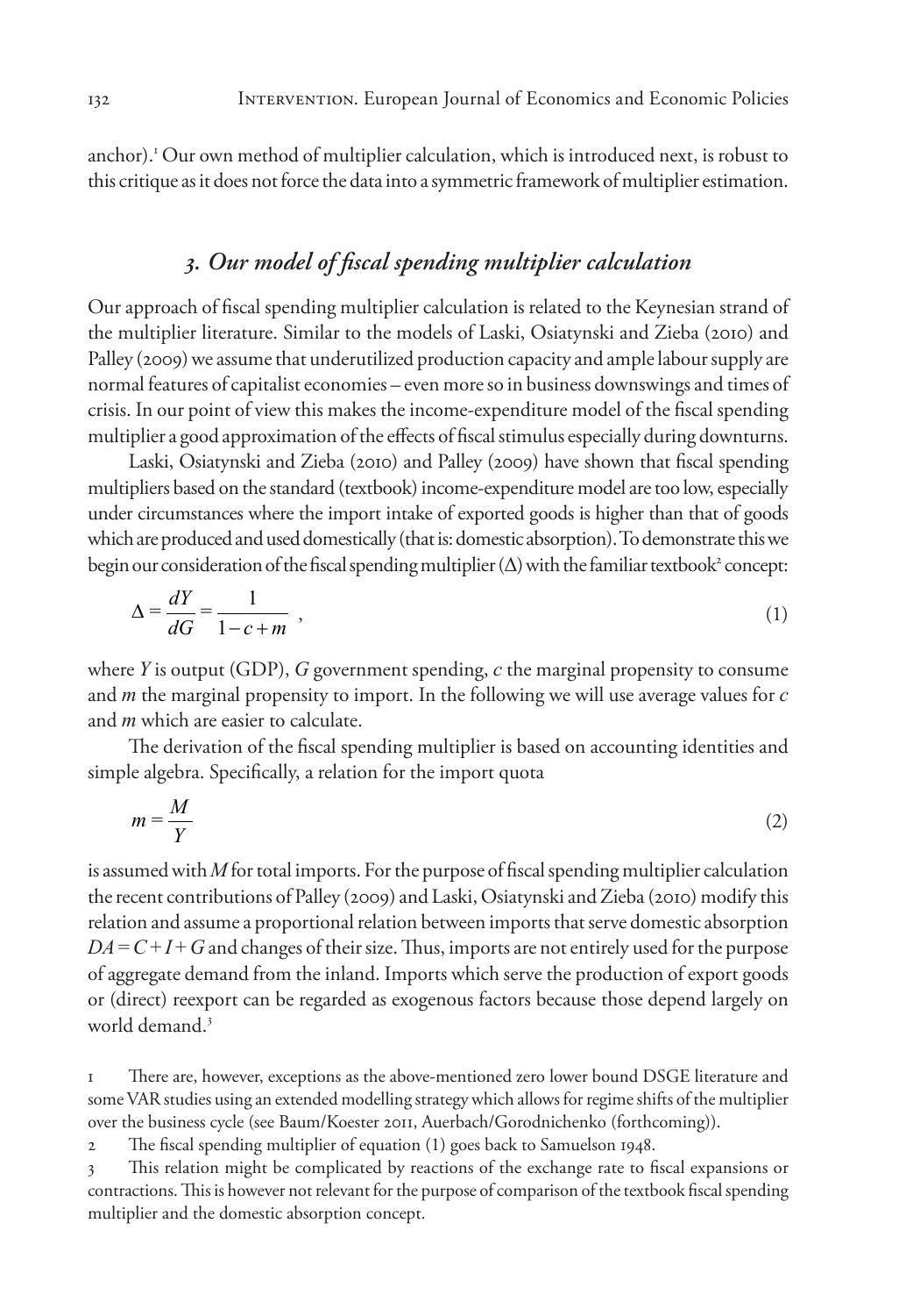anchor).[1] Our own method of multiplier calculation, which is introduced next, is robust to this critique as it does not force the data into a symmetric framework of multiplier estimation.

## *3. Our model of fiscal spending multiplier calculation*

Our approach of fiscal spending multiplier calculation is related to the Keynesian strand of the multiplier literature. Similar to the models of Laski, Osiatynski and Zieba (2010) and Palley (2009) we assume that underutilized production capacity and ample labour supply are normal features of capitalist economies – even more so in business downswings and times of crisis. In our point of view this makes the income-expenditure model of the fiscal spending multiplier a good approximation of the effects of fiscal stimulus especially during downturns.

Laski, Osiatynski and Zieba (2010) and Palley (2009) have shown that fiscal spending multipliers based on the standard (textbook) income-expenditure model are too low, especially under circumstances where the import intake of exported goods is higher than that of goods which are produced and used domestically (that is: domestic absorption). To demonstrate this we begin our consideration of the fiscal spending multiplier ($\Delta$) with the familiar textbook[2] concept:

$$\Delta = \frac{dY}{dG} = \frac{1}{1 - c + m}, \tag{1}$$

where $Y$ is output (GDP), $G$ government spending, $c$ the marginal propensity to consume and $m$ the marginal propensity to import. In the following we will use average values for $c$ and $m$ which are easier to calculate.

The derivation of the fiscal spending multiplier is based on accounting identities and simple algebra. Specifically, a relation for the import quota

$$m = \frac{M}{Y} \tag{2}$$

is assumed with $M$ for total imports. For the purpose of fiscal spending multiplier calculation the recent contributions of Palley (2009) and Laski, Osiatynski and Zieba (2010) modify this relation and assume a proportional relation between imports that serve domestic absorption $DA = C + I + G$ and changes of their size. Thus, imports are not entirely used for the purpose of aggregate demand from the inland. Imports which serve the production of export goods or (direct) reexport can be regarded as exogenous factors because those depend largely on world demand.[3]

1 There are, however, exceptions as the above-mentioned zero lower bound DSGE literature and some VAR studies using an extended modelling strategy which allows for regime shifts of the multiplier over the business cycle (see Baum/Koester 2011, Auerbach/Gorodnichenko (forthcoming)).

2 The fiscal spending multiplier of equation (1) goes back to Samuelson 1948.

3 This relation might be complicated by reactions of the exchange rate to fiscal expansions or contractions. This is however not relevant for the purpose of comparison of the textbook fiscal spending multiplier and the domestic absorption concept.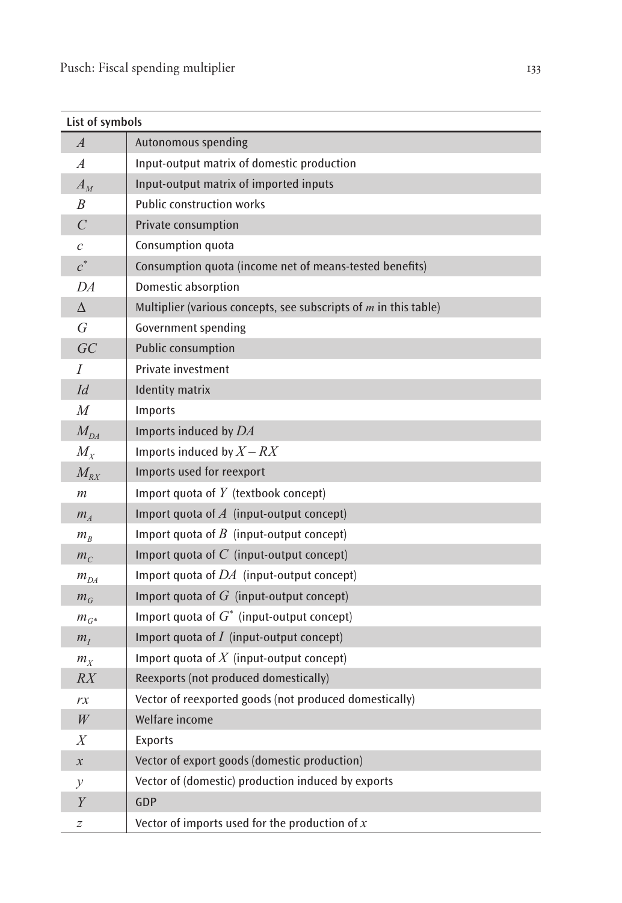| List of symbols | |
|---|---|
| $A$ | Autonomous spending |
| $A$ | Input-output matrix of domestic production |
| $A_M$ | Input-output matrix of imported inputs |
| $B$ | Public construction works |
| $C$ | Private consumption |
| $c$ | Consumption quota |
| $c^*$ | Consumption quota (income net of means-tested benefits) |
| $DA$ | Domestic absorption |
| $\Delta$ | Multiplier (various concepts, see subscripts of $m$ in this table) |
| $G$ | Government spending |
| $GC$ | Public consumption |
| $I$ | Private investment |
| $Id$ | Identity matrix |
| $M$ | Imports |
| $M_{DA}$ | Imports induced by $DA$ |
| $M_X$ | Imports induced by $X - RX$ |
| $M_{RX}$ | Imports used for reexport |
| $m$ | Import quota of $Y$ (textbook concept) |
| $m_A$ | Import quota of $A$ (input-output concept) |
| $m_B$ | Import quota of $B$ (input-output concept) |
| $m_C$ | Import quota of $C$ (input-output concept) |
| $m_{DA}$ | Import quota of $DA$ (input-output concept) |
| $m_G$ | Import quota of $G$ (input-output concept) |
| $m_{G^*}$ | Import quota of $G^*$ (input-output concept) |
| $m_I$ | Import quota of $I$ (input-output concept) |
| $m_X$ | Import quota of $X$ (input-output concept) |
| $RX$ | Reexports (not produced domestically) |
| $rx$ | Vector of reexported goods (not produced domestically) |
| $W$ | Welfare income |
| $X$ | Exports |
| $x$ | Vector of export goods (domestic production) |
| $y$ | Vector of (domestic) production induced by exports |
| $Y$ | GDP |
| $z$ | Vector of imports used for the production of $x$ |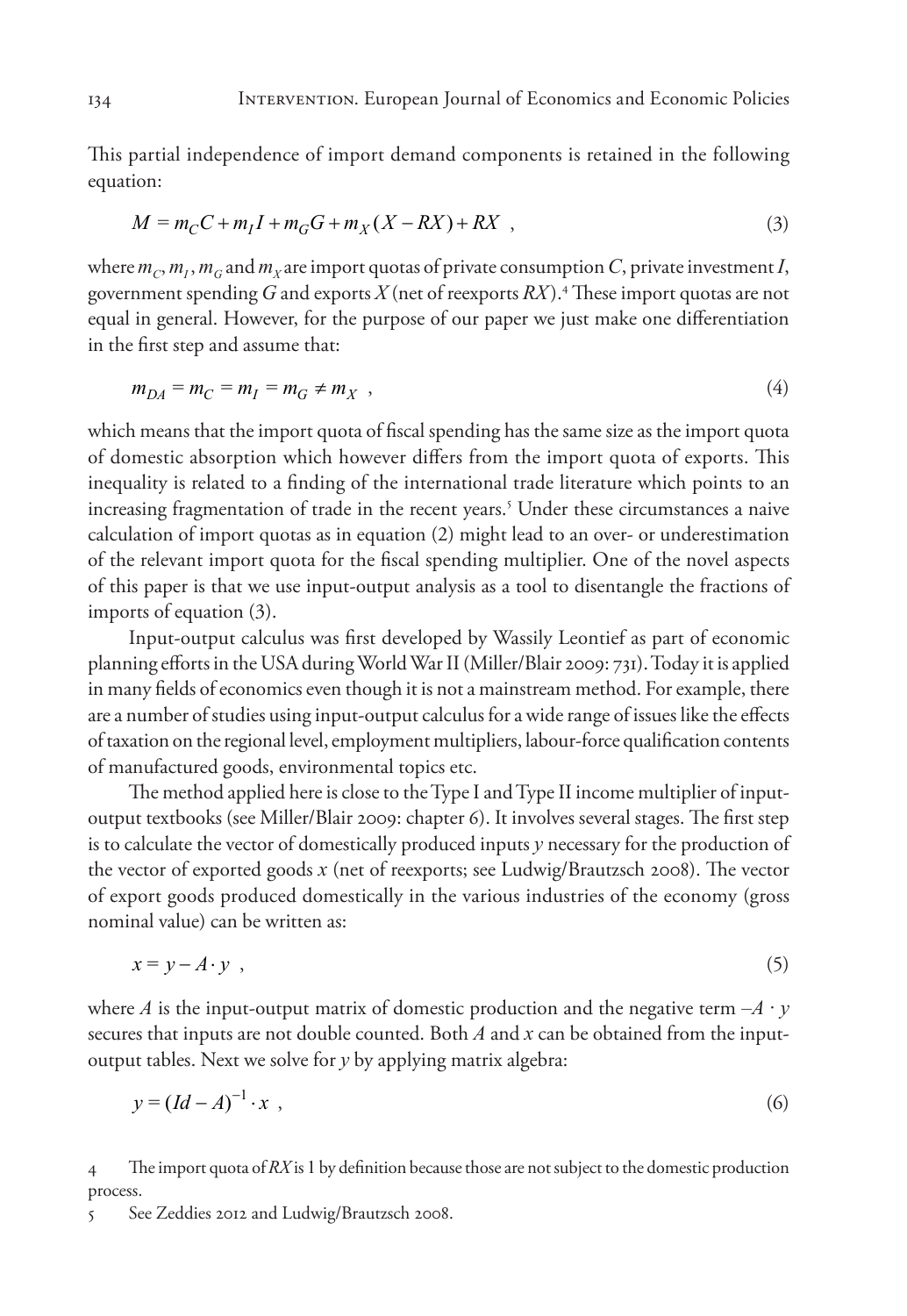This partial independence of import demand components is retained in the following equation:

$$M = m_C C + m_I I + m_G G + m_X (X - RX) + RX \ , \tag{3}$$

where $m_C$, $m_I$, $m_G$ and $m_X$ are import quotas of private consumption $C$, private investment $I$, government spending $G$ and exports $X$ (net of reexports $RX$).[4] These import quotas are not equal in general. However, for the purpose of our paper we just make one differentiation in the first step and assume that:

$$m_{DA} = m_C = m_I = m_G \neq m_X \ , \tag{4}$$

which means that the import quota of fiscal spending has the same size as the import quota of domestic absorption which however differs from the import quota of exports. This inequality is related to a finding of the international trade literature which points to an increasing fragmentation of trade in the recent years.[5] Under these circumstances a naive calculation of import quotas as in equation (2) might lead to an over- or underestimation of the relevant import quota for the fiscal spending multiplier. One of the novel aspects of this paper is that we use input-output analysis as a tool to disentangle the fractions of imports of equation (3).

Input-output calculus was first developed by Wassily Leontief as part of economic planning efforts in the USA during World War II (Miller/Blair 2009: 731). Today it is applied in many fields of economics even though it is not a mainstream method. For example, there are a number of studies using input-output calculus for a wide range of issues like the effects of taxation on the regional level, employment multipliers, labour-force qualification contents of manufactured goods, environmental topics etc.

The method applied here is close to the Type I and Type II income multiplier of input-output textbooks (see Miller/Blair 2009: chapter 6). It involves several stages. The first step is to calculate the vector of domestically produced inputs $y$ necessary for the production of the vector of exported goods $x$ (net of reexports; see Ludwig/Brautzsch 2008). The vector of export goods produced domestically in the various industries of the economy (gross nominal value) can be written as:

$$x = y - A \cdot y \ , \tag{5}$$

where $A$ is the input-output matrix of domestic production and the negative term $-A \cdot y$ secures that inputs are not double counted. Both $A$ and $x$ can be obtained from the input-output tables. Next we solve for $y$ by applying matrix algebra:

$$y = (Id - A)^{-1} \cdot x \ , \tag{6}$$

4 The import quota of $RX$ is 1 by definition because those are not subject to the domestic production process.

5 See Zeddies 2012 and Ludwig/Brautzsch 2008.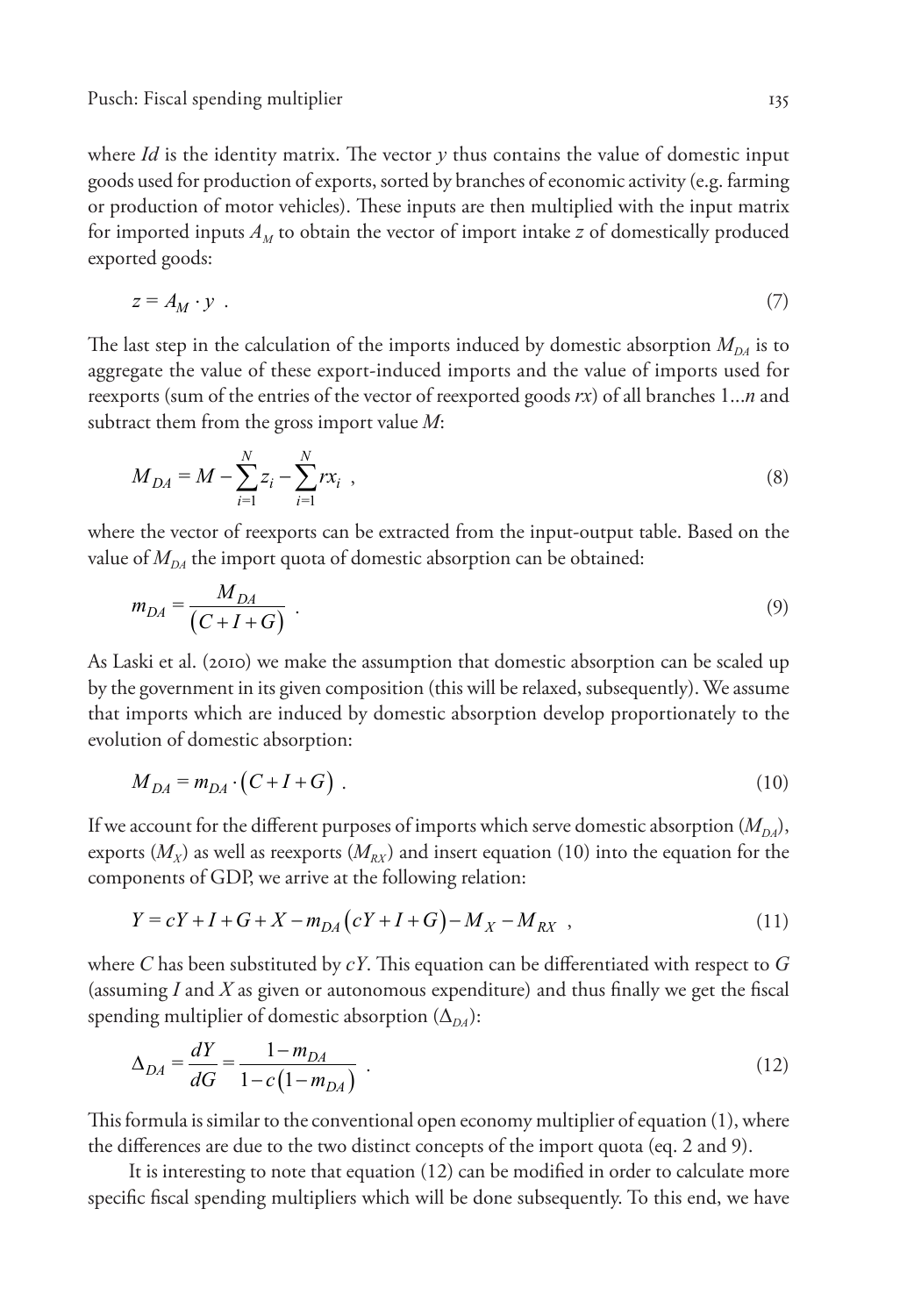where *Id* is the identity matrix. The vector $y$ thus contains the value of domestic input goods used for production of exports, sorted by branches of economic activity (e.g. farming or production of motor vehicles). These inputs are then multiplied with the input matrix for imported inputs $A_M$ to obtain the vector of import intake $z$ of domestically produced exported goods:

$$z = A_M \cdot y \ . \tag{7}$$

The last step in the calculation of the imports induced by domestic absorption $M_{DA}$ is to aggregate the value of these export-induced imports and the value of imports used for reexports (sum of the entries of the vector of reexported goods $rx$) of all branches 1…$n$ and subtract them from the gross import value $M$:

$$M_{DA} = M - \sum_{i=1}^{N} z_i - \sum_{i=1}^{N} rx_i \ , \tag{8}$$

where the vector of reexports can be extracted from the input-output table. Based on the value of $M_{DA}$ the import quota of domestic absorption can be obtained:

$$m_{DA} = \frac{M_{DA}}{(C+I+G)} \ . \tag{9}$$

As Laski et al. (2010) we make the assumption that domestic absorption can be scaled up by the government in its given composition (this will be relaxed, subsequently). We assume that imports which are induced by domestic absorption develop proportionately to the evolution of domestic absorption:

$$M_{DA} = m_{DA} \cdot (C+I+G) \ . \tag{10}$$

If we account for the different purposes of imports which serve domestic absorption ($M_{DA}$), exports ($M_X$) as well as reexports ($M_{RX}$) and insert equation (10) into the equation for the components of GDP, we arrive at the following relation:

$$Y = cY + I + G + X - m_{DA}(cY + I + G) - M_X - M_{RX} \ , \tag{11}$$

where $C$ has been substituted by $cY$. This equation can be differentiated with respect to $G$ (assuming $I$ and $X$ as given or autonomous expenditure) and thus finally we get the fiscal spending multiplier of domestic absorption ($\Delta_{DA}$):

$$\Delta_{DA} = \frac{dY}{dG} = \frac{1-m_{DA}}{1-c(1-m_{DA})} \ . \tag{12}$$

This formula is similar to the conventional open economy multiplier of equation (1), where the differences are due to the two distinct concepts of the import quota (eq. 2 and 9).

It is interesting to note that equation (12) can be modified in order to calculate more specific fiscal spending multipliers which will be done subsequently. To this end, we have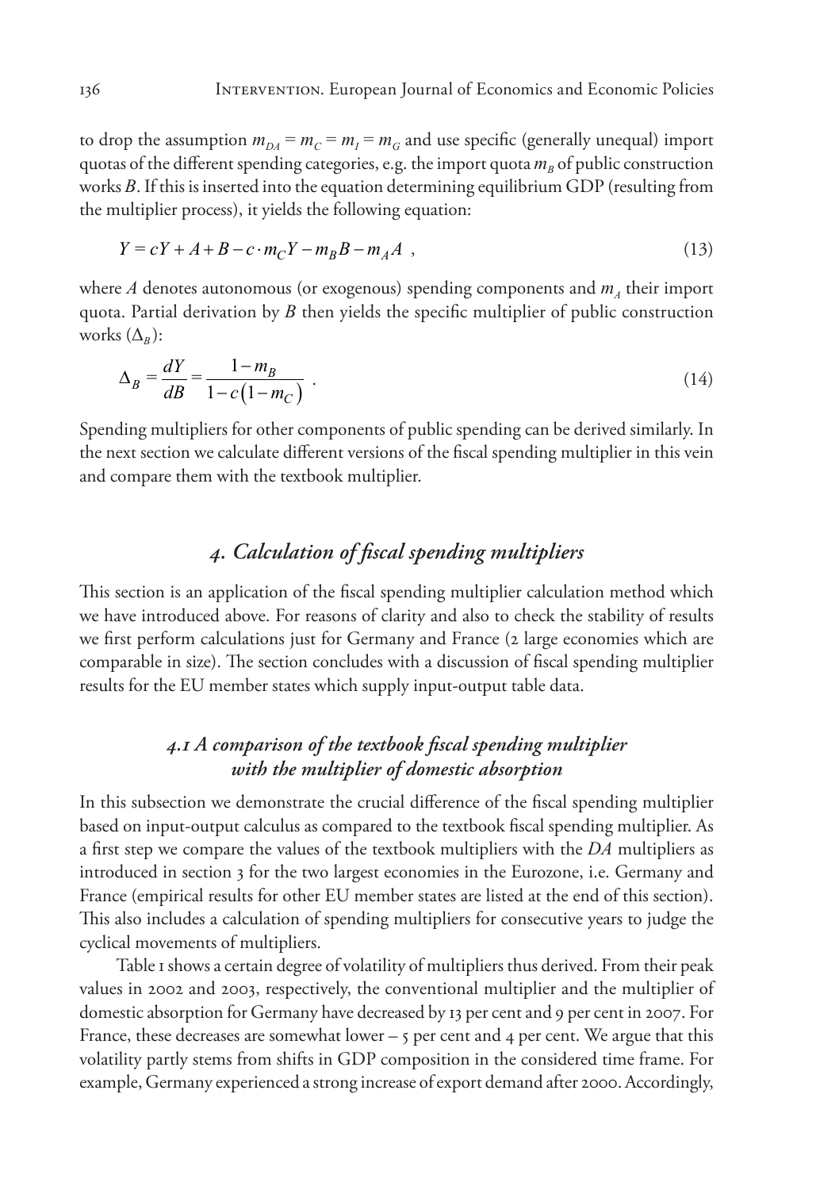to drop the assumption $m_{DA} = m_C = m_I = m_G$ and use specific (generally unequal) import quotas of the different spending categories, e.g. the import quota $m_B$ of public construction works $B$. If this is inserted into the equation determining equilibrium GDP (resulting from the multiplier process), it yields the following equation:

$$Y = cY + A + B - c \cdot m_C Y - m_B B - m_A A \ , \tag{13}$$

where $A$ denotes autonomous (or exogenous) spending components and $m_A$ their import quota. Partial derivation by $B$ then yields the specific multiplier of public construction works ($\Delta_B$):

$$\Delta_B = \frac{dY}{dB} = \frac{1 - m_B}{1 - c\left(1 - m_C\right)} \ . \tag{14}$$

Spending multipliers for other components of public spending can be derived similarly. In the next section we calculate different versions of the fiscal spending multiplier in this vein and compare them with the textbook multiplier.

## *4. Calculation of fiscal spending multipliers*

This section is an application of the fiscal spending multiplier calculation method which we have introduced above. For reasons of clarity and also to check the stability of results we first perform calculations just for Germany and France (2 large economies which are comparable in size). The section concludes with a discussion of fiscal spending multiplier results for the EU member states which supply input-output table data.

### *4.1 A comparison of the textbook fiscal spending multiplier with the multiplier of domestic absorption*

In this subsection we demonstrate the crucial difference of the fiscal spending multiplier based on input-output calculus as compared to the textbook fiscal spending multiplier. As a first step we compare the values of the textbook multipliers with the *DA* multipliers as introduced in section 3 for the two largest economies in the Eurozone, i.e. Germany and France (empirical results for other EU member states are listed at the end of this section). This also includes a calculation of spending multipliers for consecutive years to judge the cyclical movements of multipliers.

Table 1 shows a certain degree of volatility of multipliers thus derived. From their peak values in 2002 and 2003, respectively, the conventional multiplier and the multiplier of domestic absorption for Germany have decreased by 13 per cent and 9 per cent in 2007. For France, these decreases are somewhat lower – 5 per cent and 4 per cent. We argue that this volatility partly stems from shifts in GDP composition in the considered time frame. For example, Germany experienced a strong increase of export demand after 2000. Accordingly,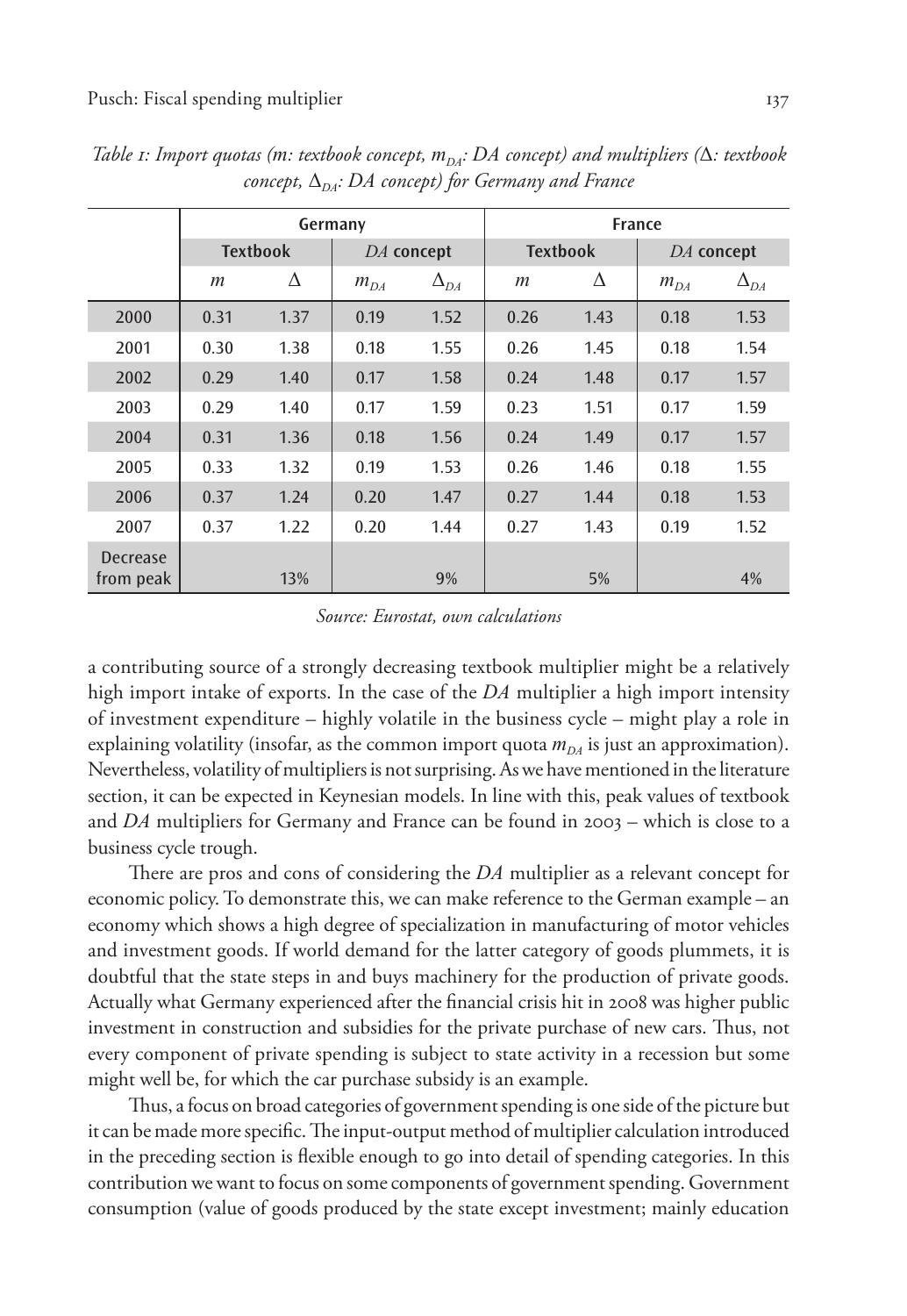*Table 1: Import quotas (m: textbook concept, $m_{DA}$: DA concept) and multipliers (Δ: textbook concept, $\Delta_{DA}$: DA concept) for Germany and France*

| | Germany | | | | France | | | |
|---|---|---|---|---|---|---|---|---|
| | Textbook | | *DA* concept | | Textbook | | *DA* concept | |
| | $m$ | $\Delta$ | $m_{DA}$ | $\Delta_{DA}$ | $m$ | $\Delta$ | $m_{DA}$ | $\Delta_{DA}$ |
| 2000 | 0.31 | 1.37 | 0.19 | 1.52 | 0.26 | 1.43 | 0.18 | 1.53 |
| 2001 | 0.30 | 1.38 | 0.18 | 1.55 | 0.26 | 1.45 | 0.18 | 1.54 |
| 2002 | 0.29 | 1.40 | 0.17 | 1.58 | 0.24 | 1.48 | 0.17 | 1.57 |
| 2003 | 0.29 | 1.40 | 0.17 | 1.59 | 0.23 | 1.51 | 0.17 | 1.59 |
| 2004 | 0.31 | 1.36 | 0.18 | 1.56 | 0.24 | 1.49 | 0.17 | 1.57 |
| 2005 | 0.33 | 1.32 | 0.19 | 1.53 | 0.26 | 1.46 | 0.18 | 1.55 |
| 2006 | 0.37 | 1.24 | 0.20 | 1.47 | 0.27 | 1.44 | 0.18 | 1.53 |
| 2007 | 0.37 | 1.22 | 0.20 | 1.44 | 0.27 | 1.43 | 0.19 | 1.52 |
| Decrease from peak | | 13% | | 9% | | 5% | | 4% |

*Source: Eurostat, own calculations*

a contributing source of a strongly decreasing textbook multiplier might be a relatively high import intake of exports. In the case of the *DA* multiplier a high import intensity of investment expenditure – highly volatile in the business cycle – might play a role in explaining volatility (insofar, as the common import quota $m_{DA}$ is just an approximation). Nevertheless, volatility of multipliers is not surprising. As we have mentioned in the literature section, it can be expected in Keynesian models. In line with this, peak values of textbook and *DA* multipliers for Germany and France can be found in 2003 – which is close to a business cycle trough.

There are pros and cons of considering the *DA* multiplier as a relevant concept for economic policy. To demonstrate this, we can make reference to the German example – an economy which shows a high degree of specialization in manufacturing of motor vehicles and investment goods. If world demand for the latter category of goods plummets, it is doubtful that the state steps in and buys machinery for the production of private goods. Actually what Germany experienced after the financial crisis hit in 2008 was higher public investment in construction and subsidies for the private purchase of new cars. Thus, not every component of private spending is subject to state activity in a recession but some might well be, for which the car purchase subsidy is an example.

Thus, a focus on broad categories of government spending is one side of the picture but it can be made more specific. The input-output method of multiplier calculation introduced in the preceding section is flexible enough to go into detail of spending categories. In this contribution we want to focus on some components of government spending. Government consumption (value of goods produced by the state except investment; mainly education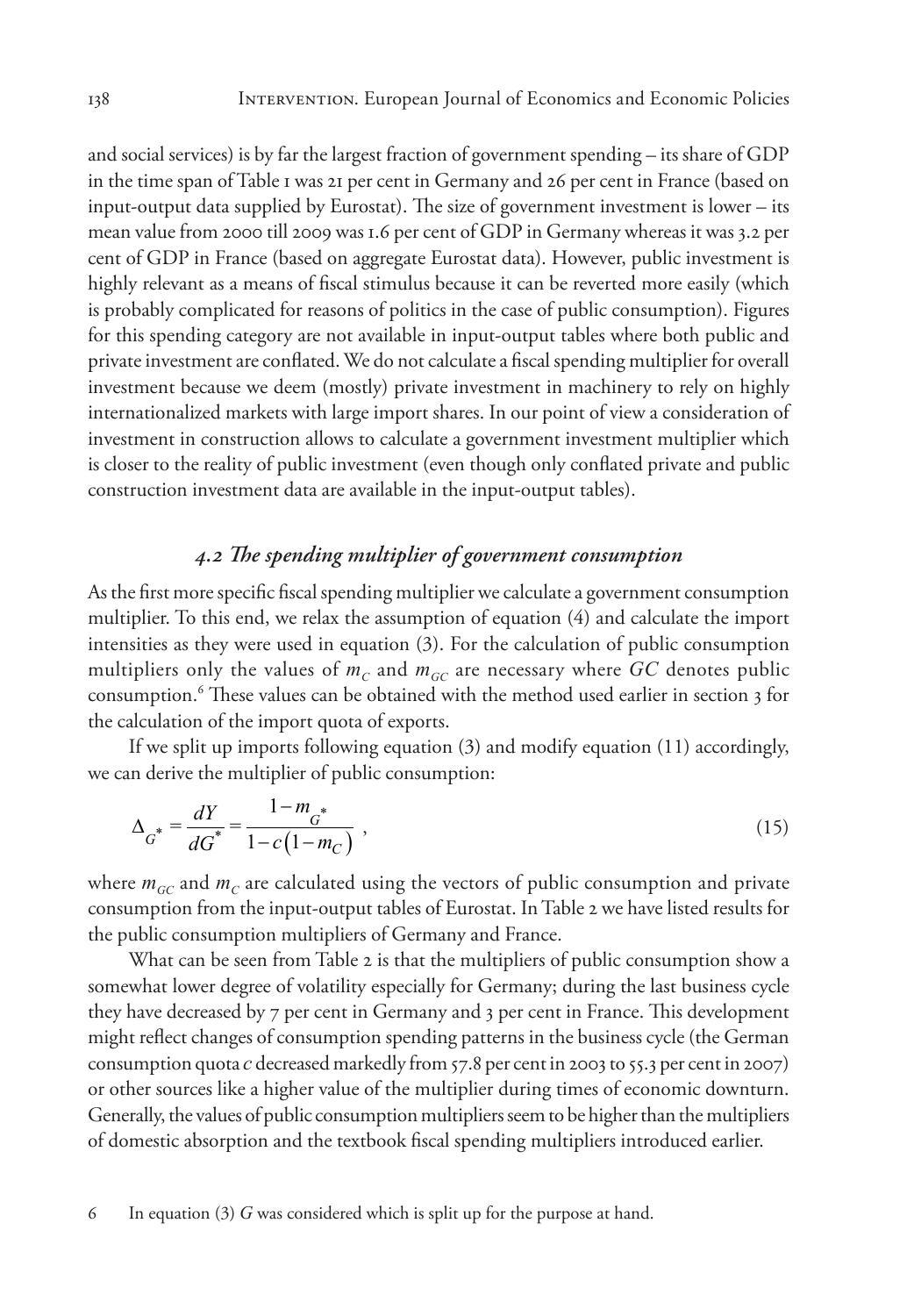and social services) is by far the largest fraction of government spending – its share of GDP in the time span of Table 1 was 21 per cent in Germany and 26 per cent in France (based on input-output data supplied by Eurostat). The size of government investment is lower – its mean value from 2000 till 2009 was 1.6 per cent of GDP in Germany whereas it was 3.2 per cent of GDP in France (based on aggregate Eurostat data). However, public investment is highly relevant as a means of fiscal stimulus because it can be reverted more easily (which is probably complicated for reasons of politics in the case of public consumption). Figures for this spending category are not available in input-output tables where both public and private investment are conflated. We do not calculate a fiscal spending multiplier for overall investment because we deem (mostly) private investment in machinery to rely on highly internationalized markets with large import shares. In our point of view a consideration of investment in construction allows to calculate a government investment multiplier which is closer to the reality of public investment (even though only conflated private and public construction investment data are available in the input-output tables).

### *4.2 The spending multiplier of government consumption*

As the first more specific fiscal spending multiplier we calculate a government consumption multiplier. To this end, we relax the assumption of equation (4) and calculate the import intensities as they were used in equation (3). For the calculation of public consumption multipliers only the values of $m_C$ and $m_{GC}$ are necessary where $GC$ denotes public consumption.[6] These values can be obtained with the method used earlier in section 3 for the calculation of the import quota of exports.

If we split up imports following equation (3) and modify equation (11) accordingly, we can derive the multiplier of public consumption:

$$\Delta_{G^*} = \frac{dY}{dG^*} = \frac{1 - m_{G^*}}{1 - c(1 - m_C)} \ , \tag{15}$$

where $m_{GC}$ and $m_C$ are calculated using the vectors of public consumption and private consumption from the input-output tables of Eurostat. In Table 2 we have listed results for the public consumption multipliers of Germany and France.

What can be seen from Table 2 is that the multipliers of public consumption show a somewhat lower degree of volatility especially for Germany; during the last business cycle they have decreased by 7 per cent in Germany and 3 per cent in France. This development might reflect changes of consumption spending patterns in the business cycle (the German consumption quota $c$ decreased markedly from 57.8 per cent in 2003 to 55.3 per cent in 2007) or other sources like a higher value of the multiplier during times of economic downturn. Generally, the values of public consumption multipliers seem to be higher than the multipliers of domestic absorption and the textbook fiscal spending multipliers introduced earlier.

6 In equation (3) $G$ was considered which is split up for the purpose at hand.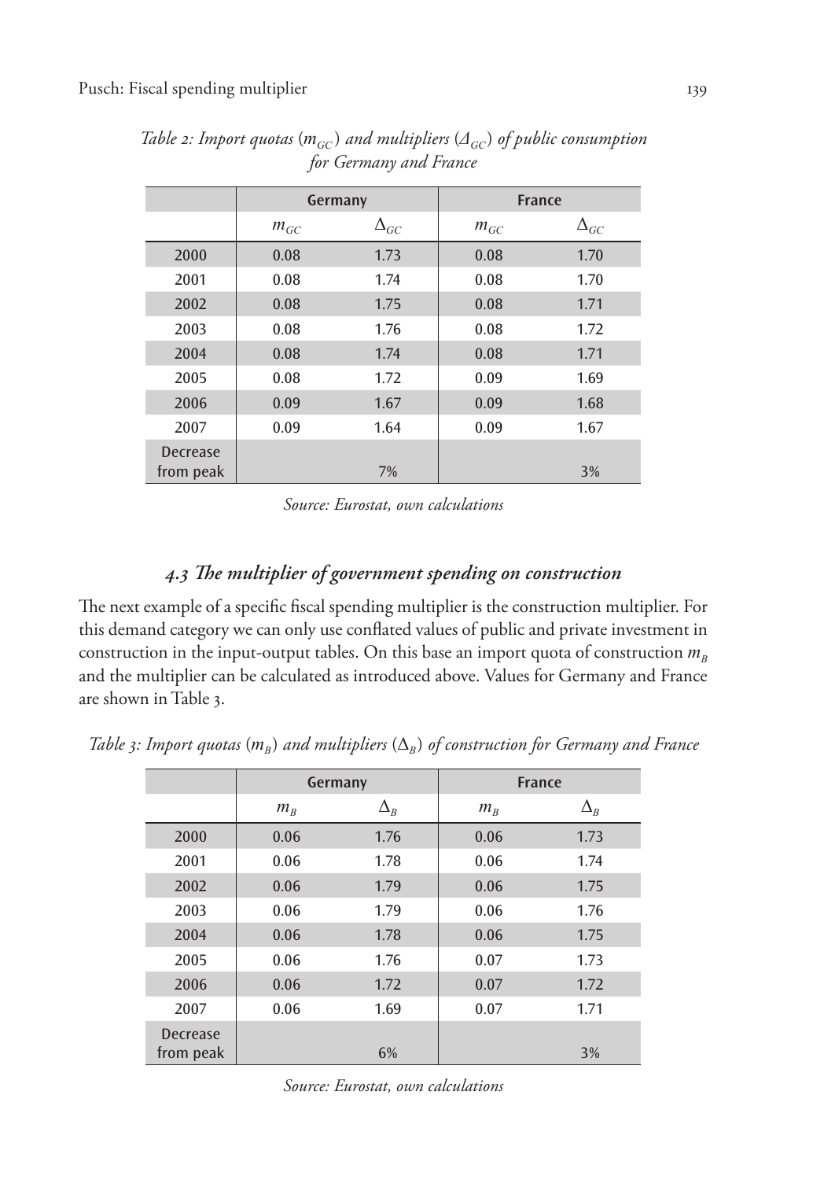*Table 2: Import quotas ($m_{GC}$) and multipliers ($\Delta_{GC}$) of public consumption for Germany and France*

| | Germany | | France | |
|---|---|---|---|---|
| | $m_{GC}$ | $\Delta_{GC}$ | $m_{GC}$ | $\Delta_{GC}$ |
| 2000 | 0.08 | 1.73 | 0.08 | 1.70 |
| 2001 | 0.08 | 1.74 | 0.08 | 1.70 |
| 2002 | 0.08 | 1.75 | 0.08 | 1.71 |
| 2003 | 0.08 | 1.76 | 0.08 | 1.72 |
| 2004 | 0.08 | 1.74 | 0.08 | 1.71 |
| 2005 | 0.08 | 1.72 | 0.09 | 1.69 |
| 2006 | 0.09 | 1.67 | 0.09 | 1.68 |
| 2007 | 0.09 | 1.64 | 0.09 | 1.67 |
| Decrease from peak | | 7% | | 3% |

*Source: Eurostat, own calculations*

### *4.3 The multiplier of government spending on construction*

The next example of a specific fiscal spending multiplier is the construction multiplier. For this demand category we can only use conflated values of public and private investment in construction in the input-output tables. On this base an import quota of construction $m_B$ and the multiplier can be calculated as introduced above. Values for Germany and France are shown in Table 3.

*Table 3: Import quotas ($m_B$) and multipliers ($\Delta_B$) of construction for Germany and France*

| | Germany | | France | |
|---|---|---|---|---|
| | $m_B$ | $\Delta_B$ | $m_B$ | $\Delta_B$ |
| 2000 | 0.06 | 1.76 | 0.06 | 1.73 |
| 2001 | 0.06 | 1.78 | 0.06 | 1.74 |
| 2002 | 0.06 | 1.79 | 0.06 | 1.75 |
| 2003 | 0.06 | 1.79 | 0.06 | 1.76 |
| 2004 | 0.06 | 1.78 | 0.06 | 1.75 |
| 2005 | 0.06 | 1.76 | 0.07 | 1.73 |
| 2006 | 0.06 | 1.72 | 0.07 | 1.72 |
| 2007 | 0.06 | 1.69 | 0.07 | 1.71 |
| Decrease from peak | | 6% | | 3% |

*Source: Eurostat, own calculations*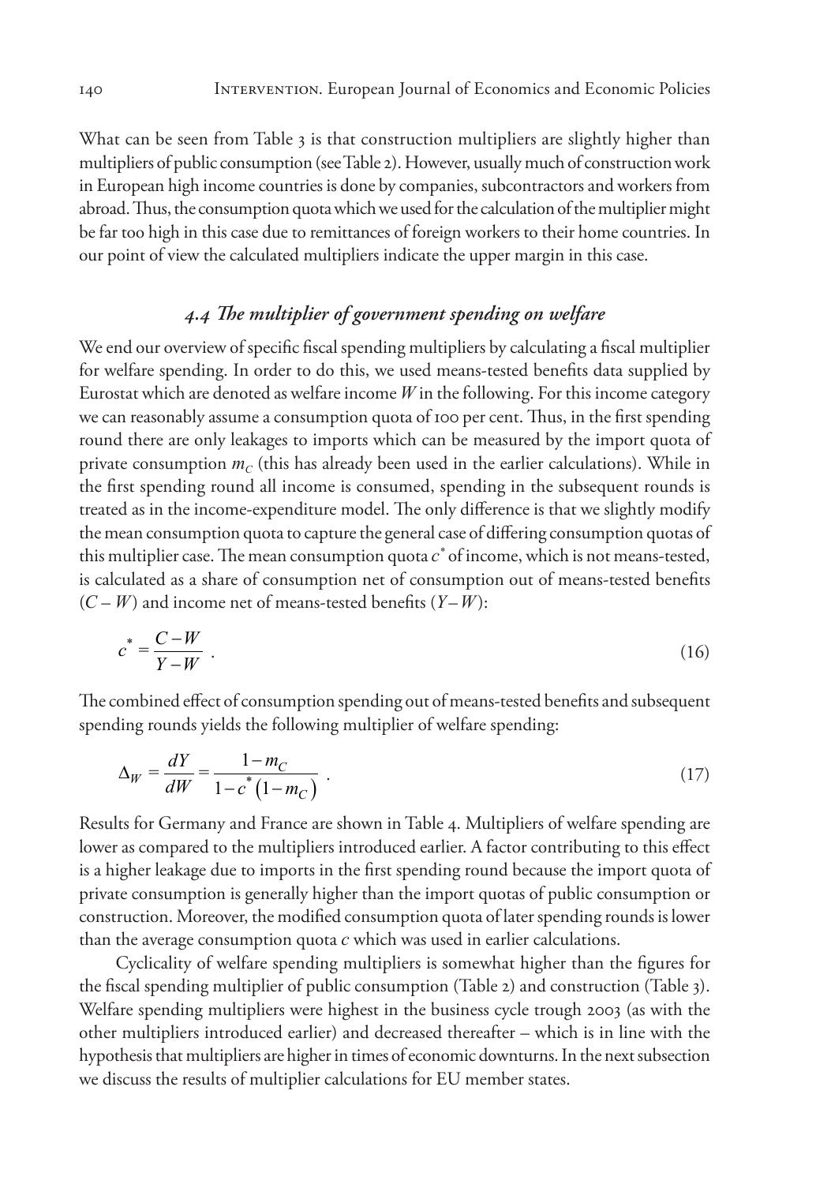What can be seen from Table 3 is that construction multipliers are slightly higher than multipliers of public consumption (see Table 2). However, usually much of construction work in European high income countries is done by companies, subcontractors and workers from abroad. Thus, the consumption quota which we used for the calculation of the multiplier might be far too high in this case due to remittances of foreign workers to their home countries. In our point of view the calculated multipliers indicate the upper margin in this case.

### *4.4 The multiplier of government spending on welfare*

We end our overview of specific fiscal spending multipliers by calculating a fiscal multiplier for welfare spending. In order to do this, we used means-tested benefits data supplied by Eurostat which are denoted as welfare income $W$ in the following. For this income category we can reasonably assume a consumption quota of 100 per cent. Thus, in the first spending round there are only leakages to imports which can be measured by the import quota of private consumption $m_C$ (this has already been used in the earlier calculations). While in the first spending round all income is consumed, spending in the subsequent rounds is treated as in the income-expenditure model. The only difference is that we slightly modify the mean consumption quota to capture the general case of differing consumption quotas of this multiplier case. The mean consumption quota $c^*$ of income, which is not means-tested, is calculated as a share of consumption net of consumption out of means-tested benefits $(C - W)$ and income net of means-tested benefits $(Y - W)$:

$$c^* = \frac{C - W}{Y - W} \quad . \tag{16}$$

The combined effect of consumption spending out of means-tested benefits and subsequent spending rounds yields the following multiplier of welfare spending:

$$\Delta_W = \frac{dY}{dW} = \frac{1 - m_C}{1 - c^*\left(1 - m_C\right)} \quad . \tag{17}$$

Results for Germany and France are shown in Table 4. Multipliers of welfare spending are lower as compared to the multipliers introduced earlier. A factor contributing to this effect is a higher leakage due to imports in the first spending round because the import quota of private consumption is generally higher than the import quotas of public consumption or construction. Moreover, the modified consumption quota of later spending rounds is lower than the average consumption quota $c$ which was used in earlier calculations.

Cyclicality of welfare spending multipliers is somewhat higher than the figures for the fiscal spending multiplier of public consumption (Table 2) and construction (Table 3). Welfare spending multipliers were highest in the business cycle trough 2003 (as with the other multipliers introduced earlier) and decreased thereafter – which is in line with the hypothesis that multipliers are higher in times of economic downturns. In the next subsection we discuss the results of multiplier calculations for EU member states.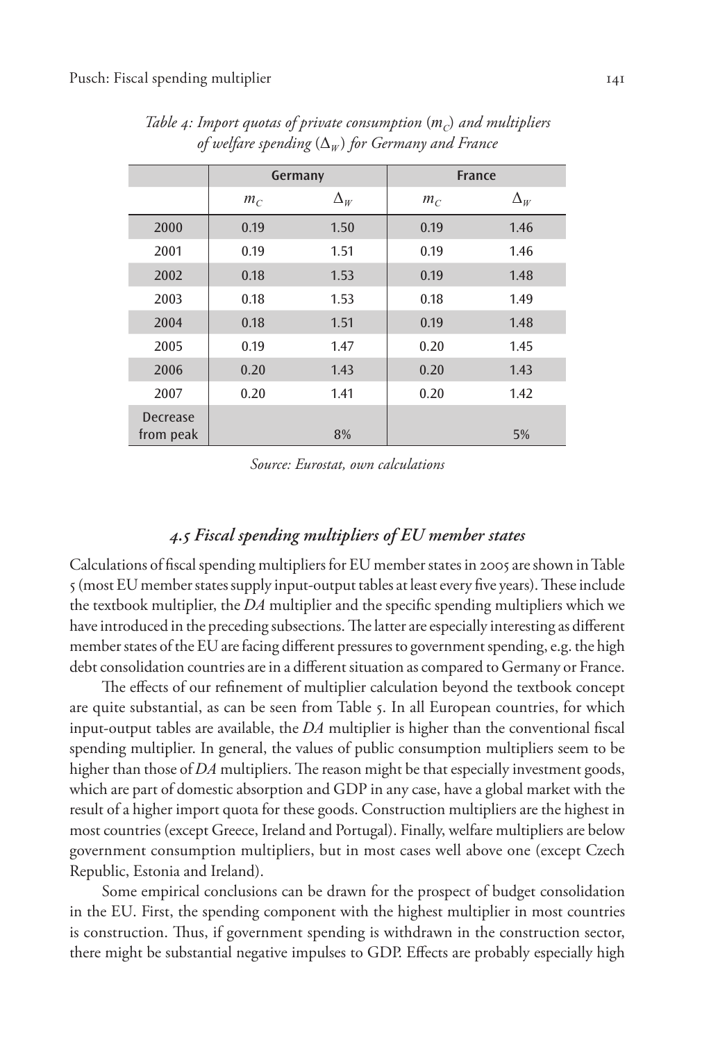*Table 4: Import quotas of private consumption ($m_C$) and multipliers of welfare spending ($\Delta_W$) for Germany and France*

| | Germany | | France | |
|---|---|---|---|---|
| | $m_C$ | $\Delta_W$ | $m_C$ | $\Delta_W$ |
| 2000 | 0.19 | 1.50 | 0.19 | 1.46 |
| 2001 | 0.19 | 1.51 | 0.19 | 1.46 |
| 2002 | 0.18 | 1.53 | 0.19 | 1.48 |
| 2003 | 0.18 | 1.53 | 0.18 | 1.49 |
| 2004 | 0.18 | 1.51 | 0.19 | 1.48 |
| 2005 | 0.19 | 1.47 | 0.20 | 1.45 |
| 2006 | 0.20 | 1.43 | 0.20 | 1.43 |
| 2007 | 0.20 | 1.41 | 0.20 | 1.42 |
| Decrease from peak | | 8% | | 5% |

*Source: Eurostat, own calculations*

### *4.5 Fiscal spending multipliers of EU member states*

Calculations of fiscal spending multipliers for EU member states in 2005 are shown in Table 5 (most EU member states supply input-output tables at least every five years). These include the textbook multiplier, the *DA* multiplier and the specific spending multipliers which we have introduced in the preceding subsections. The latter are especially interesting as different member states of the EU are facing different pressures to government spending, e.g. the high debt consolidation countries are in a different situation as compared to Germany or France.

The effects of our refinement of multiplier calculation beyond the textbook concept are quite substantial, as can be seen from Table 5. In all European countries, for which input-output tables are available, the *DA* multiplier is higher than the conventional fiscal spending multiplier. In general, the values of public consumption multipliers seem to be higher than those of *DA* multipliers. The reason might be that especially investment goods, which are part of domestic absorption and GDP in any case, have a global market with the result of a higher import quota for these goods. Construction multipliers are the highest in most countries (except Greece, Ireland and Portugal). Finally, welfare multipliers are below government consumption multipliers, but in most cases well above one (except Czech Republic, Estonia and Ireland).

Some empirical conclusions can be drawn for the prospect of budget consolidation in the EU. First, the spending component with the highest multiplier in most countries is construction. Thus, if government spending is withdrawn in the construction sector, there might be substantial negative impulses to GDP. Effects are probably especially high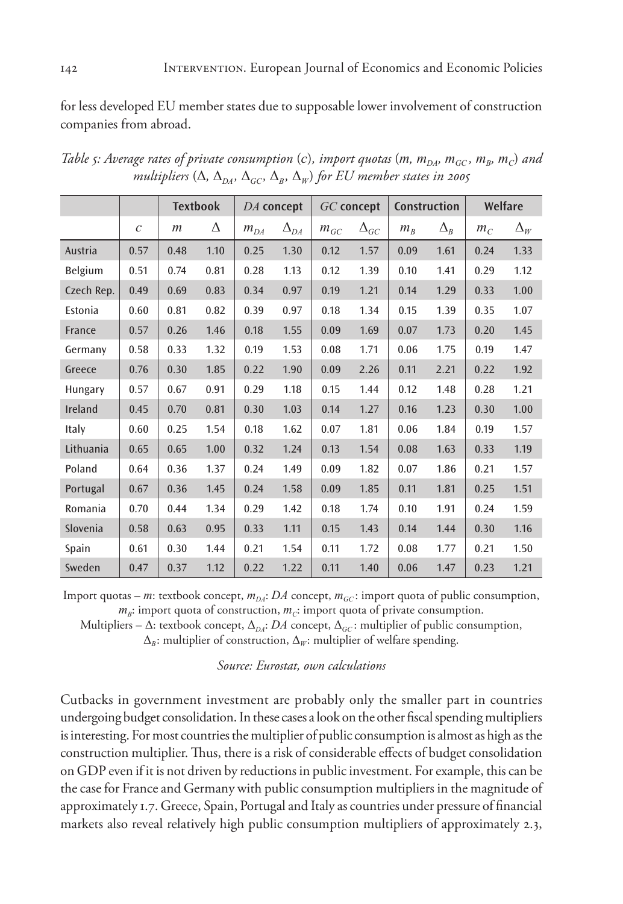for less developed EU member states due to supposable lower involvement of construction companies from abroad.

*Table 5: Average rates of private consumption ($c$), import quotas ($m$, $m_{DA}$, $m_{GC}$, $m_B$, $m_C$) and multipliers ($\Delta$, $\Delta_{DA}$, $\Delta_{GC}$, $\Delta_B$, $\Delta_W$) for EU member states in 2005*

| | | Textbook | | *DA* concept | | *GC* concept | | Construction | | Welfare | |
|---|---|---|---|---|---|---|---|---|---|---|---|
| | $c$ | $m$ | $\Delta$ | $m_{DA}$ | $\Delta_{DA}$ | $m_{GC}$ | $\Delta_{GC}$ | $m_B$ | $\Delta_B$ | $m_C$ | $\Delta_W$ |
| Austria | 0.57 | 0.48 | 1.10 | 0.25 | 1.30 | 0.12 | 1.57 | 0.09 | 1.61 | 0.24 | 1.33 |
| Belgium | 0.51 | 0.74 | 0.81 | 0.28 | 1.13 | 0.12 | 1.39 | 0.10 | 1.41 | 0.29 | 1.12 |
| Czech Rep. | 0.49 | 0.69 | 0.83 | 0.34 | 0.97 | 0.19 | 1.21 | 0.14 | 1.29 | 0.33 | 1.00 |
| Estonia | 0.60 | 0.81 | 0.82 | 0.39 | 0.97 | 0.18 | 1.34 | 0.15 | 1.39 | 0.35 | 1.07 |
| France | 0.57 | 0.26 | 1.46 | 0.18 | 1.55 | 0.09 | 1.69 | 0.07 | 1.73 | 0.20 | 1.45 |
| Germany | 0.58 | 0.33 | 1.32 | 0.19 | 1.53 | 0.08 | 1.71 | 0.06 | 1.75 | 0.19 | 1.47 |
| Greece | 0.76 | 0.30 | 1.85 | 0.22 | 1.90 | 0.09 | 2.26 | 0.11 | 2.21 | 0.22 | 1.92 |
| Hungary | 0.57 | 0.67 | 0.91 | 0.29 | 1.18 | 0.15 | 1.44 | 0.12 | 1.48 | 0.28 | 1.21 |
| Ireland | 0.45 | 0.70 | 0.81 | 0.30 | 1.03 | 0.14 | 1.27 | 0.16 | 1.23 | 0.30 | 1.00 |
| Italy | 0.60 | 0.25 | 1.54 | 0.18 | 1.62 | 0.07 | 1.81 | 0.06 | 1.84 | 0.19 | 1.57 |
| Lithuania | 0.65 | 0.65 | 1.00 | 0.32 | 1.24 | 0.13 | 1.54 | 0.08 | 1.63 | 0.33 | 1.19 |
| Poland | 0.64 | 0.36 | 1.37 | 0.24 | 1.49 | 0.09 | 1.82 | 0.07 | 1.86 | 0.21 | 1.57 |
| Portugal | 0.67 | 0.36 | 1.45 | 0.24 | 1.58 | 0.09 | 1.85 | 0.11 | 1.81 | 0.25 | 1.51 |
| Romania | 0.70 | 0.44 | 1.34 | 0.29 | 1.42 | 0.18 | 1.74 | 0.10 | 1.91 | 0.24 | 1.59 |
| Slovenia | 0.58 | 0.63 | 0.95 | 0.33 | 1.11 | 0.15 | 1.43 | 0.14 | 1.44 | 0.30 | 1.16 |
| Spain | 0.61 | 0.30 | 1.44 | 0.21 | 1.54 | 0.11 | 1.72 | 0.08 | 1.77 | 0.21 | 1.50 |
| Sweden | 0.47 | 0.37 | 1.12 | 0.22 | 1.22 | 0.11 | 1.40 | 0.06 | 1.47 | 0.23 | 1.21 |

Import quotas – $m$: textbook concept, $m_{DA}$: *DA* concept, $m_{GC}$: import quota of public consumption, $m_B$: import quota of construction, $m_C$: import quota of private consumption.
Multipliers – $\Delta$: textbook concept, $\Delta_{DA}$: *DA* concept, $\Delta_{GC}$: multiplier of public consumption, $\Delta_B$: multiplier of construction, $\Delta_W$: multiplier of welfare spending.

*Source: Eurostat, own calculations*

Cutbacks in government investment are probably only the smaller part in countries undergoing budget consolidation. In these cases a look on the other fiscal spending multipliers is interesting. For most countries the multiplier of public consumption is almost as high as the construction multiplier. Thus, there is a risk of considerable effects of budget consolidation on GDP even if it is not driven by reductions in public investment. For example, this can be the case for France and Germany with public consumption multipliers in the magnitude of approximately 1.7. Greece, Spain, Portugal and Italy as countries under pressure of financial markets also reveal relatively high public consumption multipliers of approximately 2.3,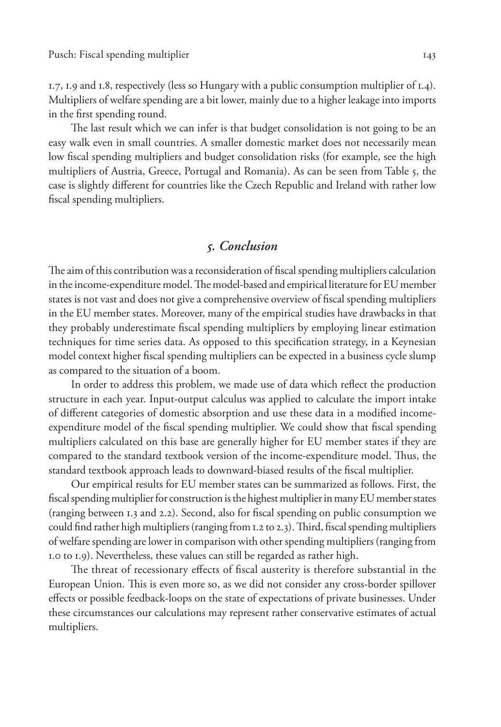1.7, 1.9 and 1.8, respectively (less so Hungary with a public consumption multiplier of 1.4). Multipliers of welfare spending are a bit lower, mainly due to a higher leakage into imports in the first spending round.

The last result which we can infer is that budget consolidation is not going to be an easy walk even in small countries. A smaller domestic market does not necessarily mean low fiscal spending multipliers and budget consolidation risks (for example, see the high multipliers of Austria, Greece, Portugal and Romania). As can be seen from Table 5, the case is slightly different for countries like the Czech Republic and Ireland with rather low fiscal spending multipliers.

## *5. Conclusion*

The aim of this contribution was a reconsideration of fiscal spending multipliers calculation in the income-expenditure model. The model-based and empirical literature for EU member states is not vast and does not give a comprehensive overview of fiscal spending multipliers in the EU member states. Moreover, many of the empirical studies have drawbacks in that they probably underestimate fiscal spending multipliers by employing linear estimation techniques for time series data. As opposed to this specification strategy, in a Keynesian model context higher fiscal spending multipliers can be expected in a business cycle slump as compared to the situation of a boom.

In order to address this problem, we made use of data which reflect the production structure in each year. Input-output calculus was applied to calculate the import intake of different categories of domestic absorption and use these data in a modified income-expenditure model of the fiscal spending multiplier. We could show that fiscal spending multipliers calculated on this base are generally higher for EU member states if they are compared to the standard textbook version of the income-expenditure model. Thus, the standard textbook approach leads to downward-biased results of the fiscal multiplier.

Our empirical results for EU member states can be summarized as follows. First, the fiscal spending multiplier for construction is the highest multiplier in many EU member states (ranging between 1.3 and 2.2). Second, also for fiscal spending on public consumption we could find rather high multipliers (ranging from 1.2 to 2.3). Third, fiscal spending multipliers of welfare spending are lower in comparison with other spending multipliers (ranging from 1.0 to 1.9). Nevertheless, these values can still be regarded as rather high.

The threat of recessionary effects of fiscal austerity is therefore substantial in the European Union. This is even more so, as we did not consider any cross-border spillover effects or possible feedback-loops on the state of expectations of private businesses. Under these circumstances our calculations may represent rather conservative estimates of actual multipliers.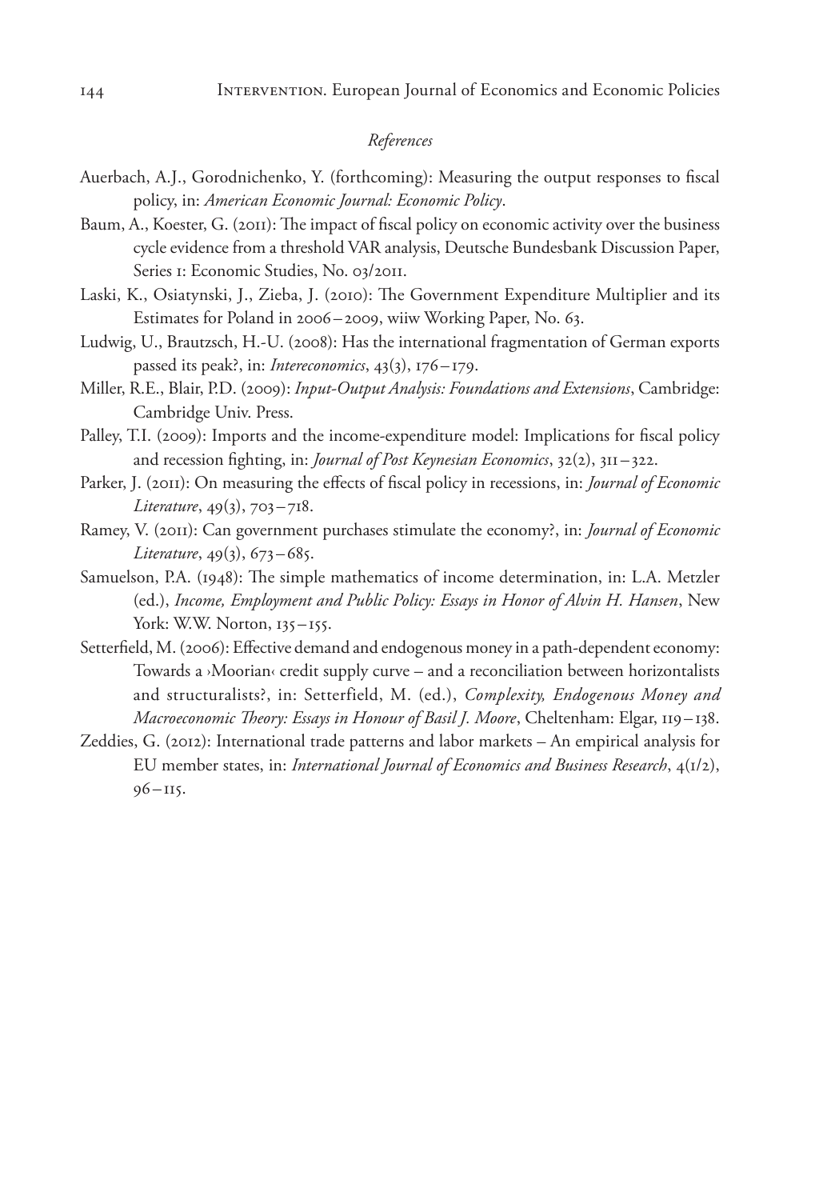*References*

Auerbach, A.J., Gorodnichenko, Y. (forthcoming): Measuring the output responses to fiscal policy, in: *American Economic Journal: Economic Policy*.

Baum, A., Koester, G. (2011): The impact of fiscal policy on economic activity over the business cycle evidence from a threshold VAR analysis, Deutsche Bundesbank Discussion Paper, Series 1: Economic Studies, No. 03/2011.

Laski, K., Osiatynski, J., Zieba, J. (2010): The Government Expenditure Multiplier and its Estimates for Poland in 2006–2009, wiiw Working Paper, No. 63.

Ludwig, U., Brautzsch, H.-U. (2008): Has the international fragmentation of German exports passed its peak?, in: *Intereconomics*, 43(3), 176–179.

Miller, R.E., Blair, P.D. (2009): *Input-Output Analysis: Foundations and Extensions*, Cambridge: Cambridge Univ. Press.

Palley, T.I. (2009): Imports and the income-expenditure model: Implications for fiscal policy and recession fighting, in: *Journal of Post Keynesian Economics*, 32(2), 311–322.

Parker, J. (2011): On measuring the effects of fiscal policy in recessions, in: *Journal of Economic Literature*, 49(3), 703–718.

Ramey, V. (2011): Can government purchases stimulate the economy?, in: *Journal of Economic Literature*, 49(3), 673–685.

Samuelson, P.A. (1948): The simple mathematics of income determination, in: L.A. Metzler (ed.), *Income, Employment and Public Policy: Essays in Honor of Alvin H. Hansen*, New York: W.W. Norton, 135–155.

Setterfield, M. (2006): Effective demand and endogenous money in a path-dependent economy: Towards a ›Moorian‹ credit supply curve – and a reconciliation between horizontalists and structuralists?, in: Setterfield, M. (ed.), *Complexity, Endogenous Money and Macroeconomic Theory: Essays in Honour of Basil J. Moore*, Cheltenham: Elgar, 119–138.

Zeddies, G. (2012): International trade patterns and labor markets – An empirical analysis for EU member states, in: *International Journal of Economics and Business Research*, 4(1/2), 96–115.